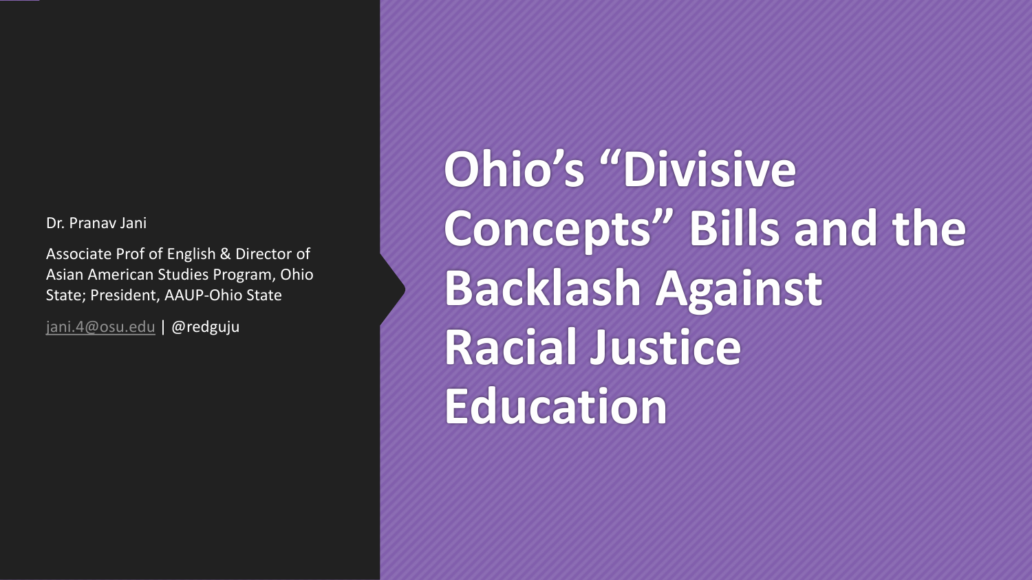# Ohio's "Divisive Concepts" Bills and the Backlash Against Racial Justice Education

Dr. Pranav Jani

Associate Prof of English & Director of Asian American Studies Program, Ohio State; President, AAUP-Ohio State

jani.4@osu.edu | @redguju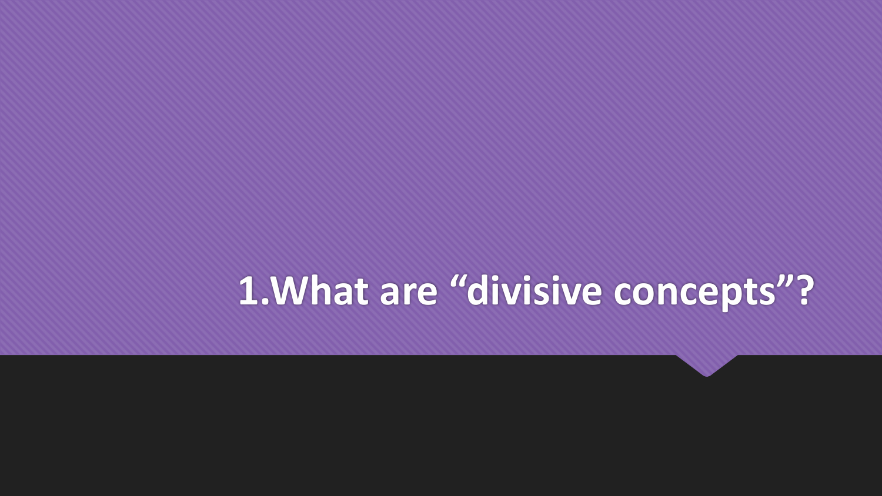# 1.What are “divisive concepts”?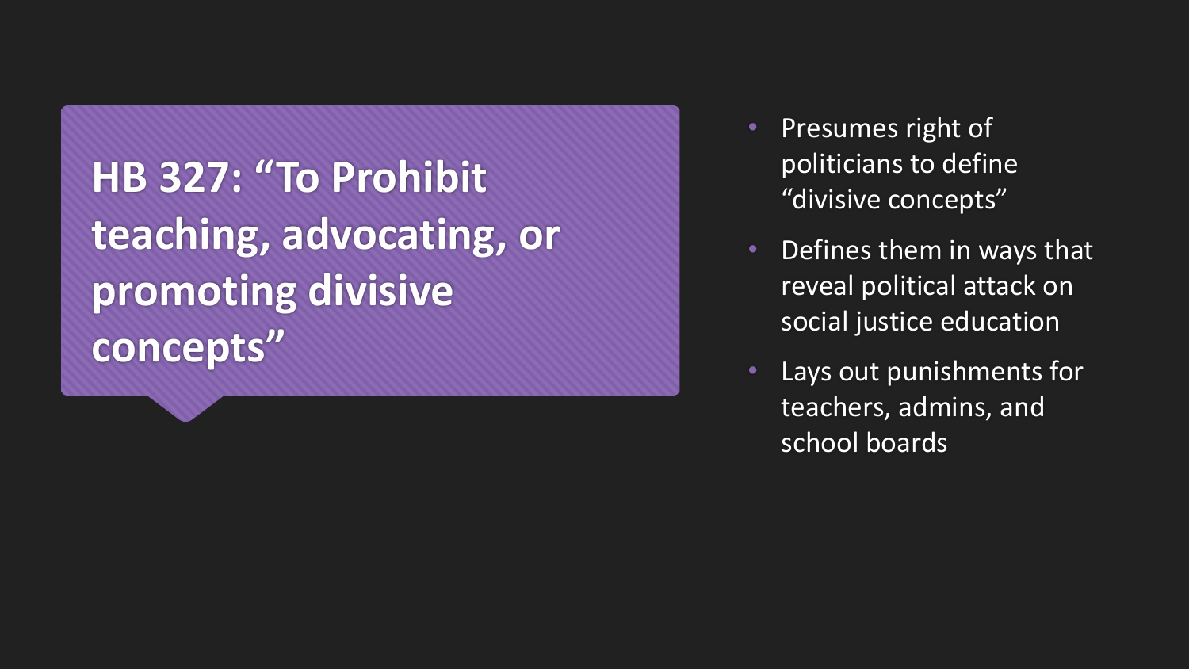## HB 327: "To Prohibit teaching, advocating, or promoting divisive concepts"

- Presumes right of politicians to define "divisive concepts"
- Defines them in ways that reveal political attack on social justice education
- Lays out punishments for teachers, admins, and school boards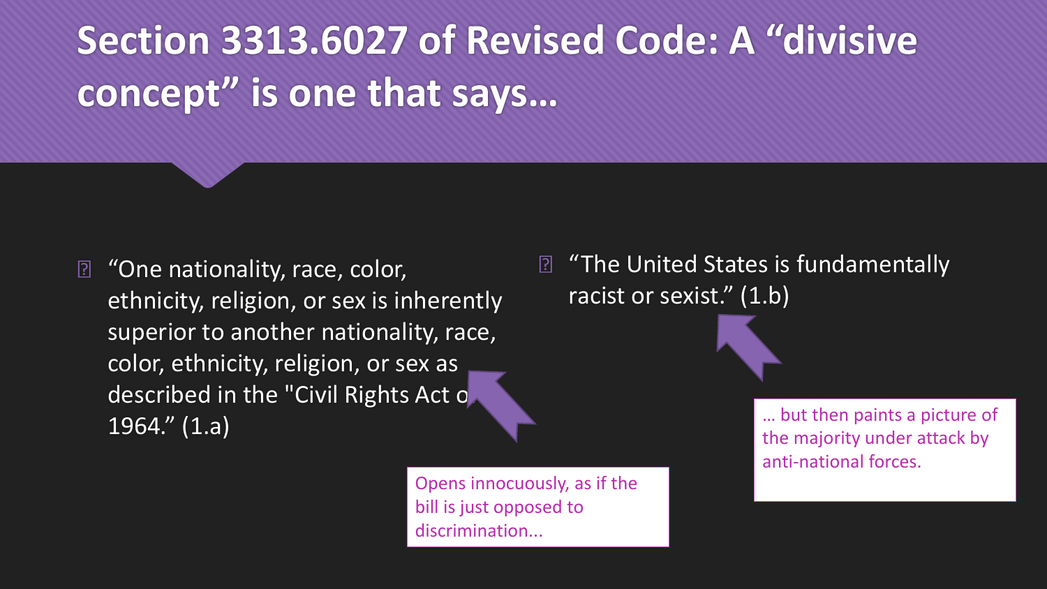# Section 3313.6027 of Revised Code: A "divisive concept" is one that says…

- "One nationality, race, color, ethnicity, religion, or sex is inherently superior to another nationality, race, color, ethnicity, religion, or sex as described in the "Civil Rights Act of 1964." (1.a)
- "The United States is fundamentally racist or sexist." (1.b)

Opens innocuously, as if the bill is just opposed to discrimination...

… but then paints a picture of the majority under attack by anti-national forces.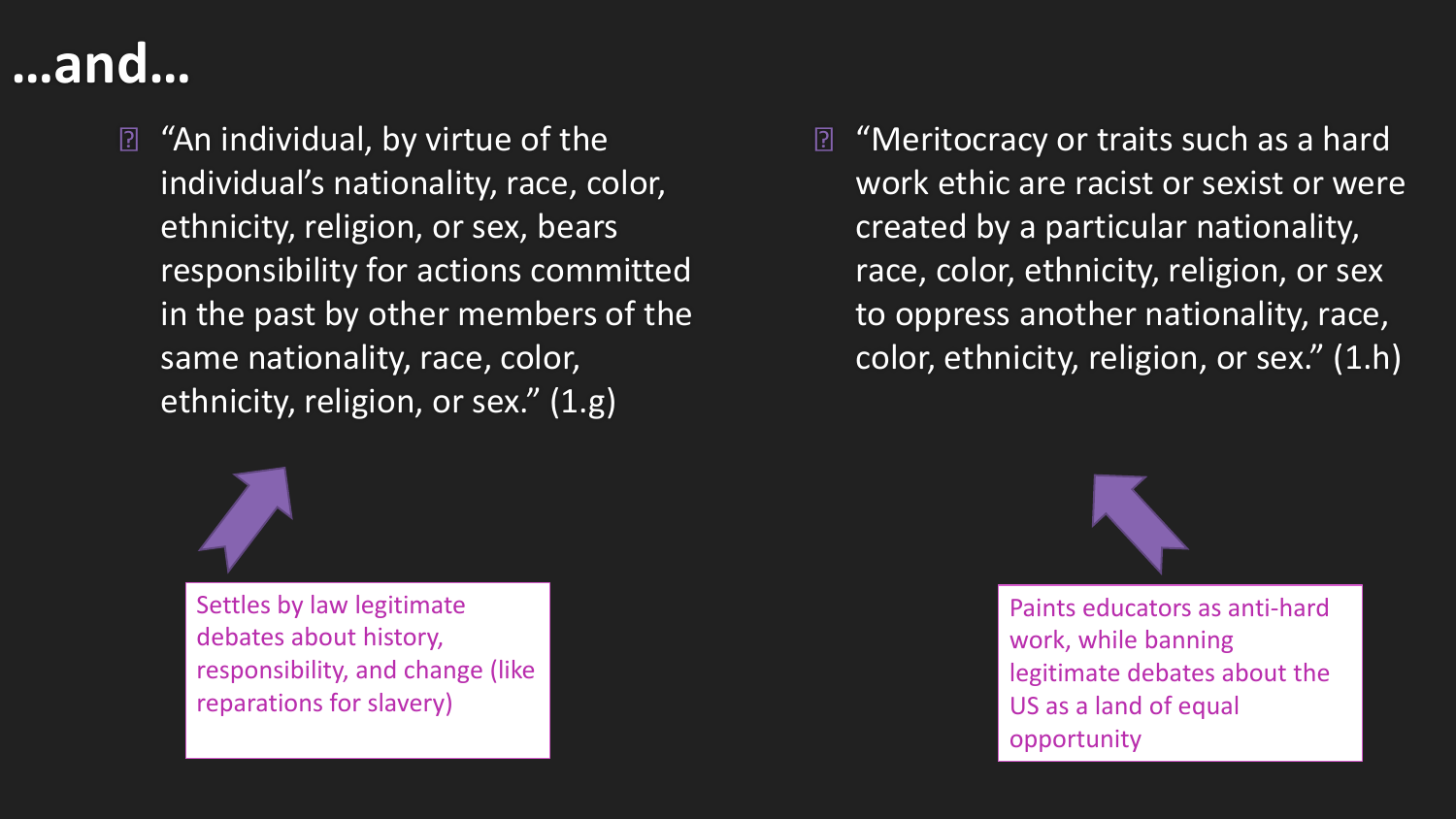# …and…

- "An individual, by virtue of the individual's nationality, race, color, ethnicity, religion, or sex, bears responsibility for actions committed in the past by other members of the same nationality, race, color, ethnicity, religion, or sex." (1.g)

Settles by law legitimate debates about history, responsibility, and change (like reparations for slavery)

- "Meritocracy or traits such as a hard work ethic are racist or sexist or were created by a particular nationality, race, color, ethnicity, religion, or sex to oppress another nationality, race, color, ethnicity, religion, or sex." (1.h)

Paints educators as anti-hard work, while banning legitimate debates about the US as a land of equal opportunity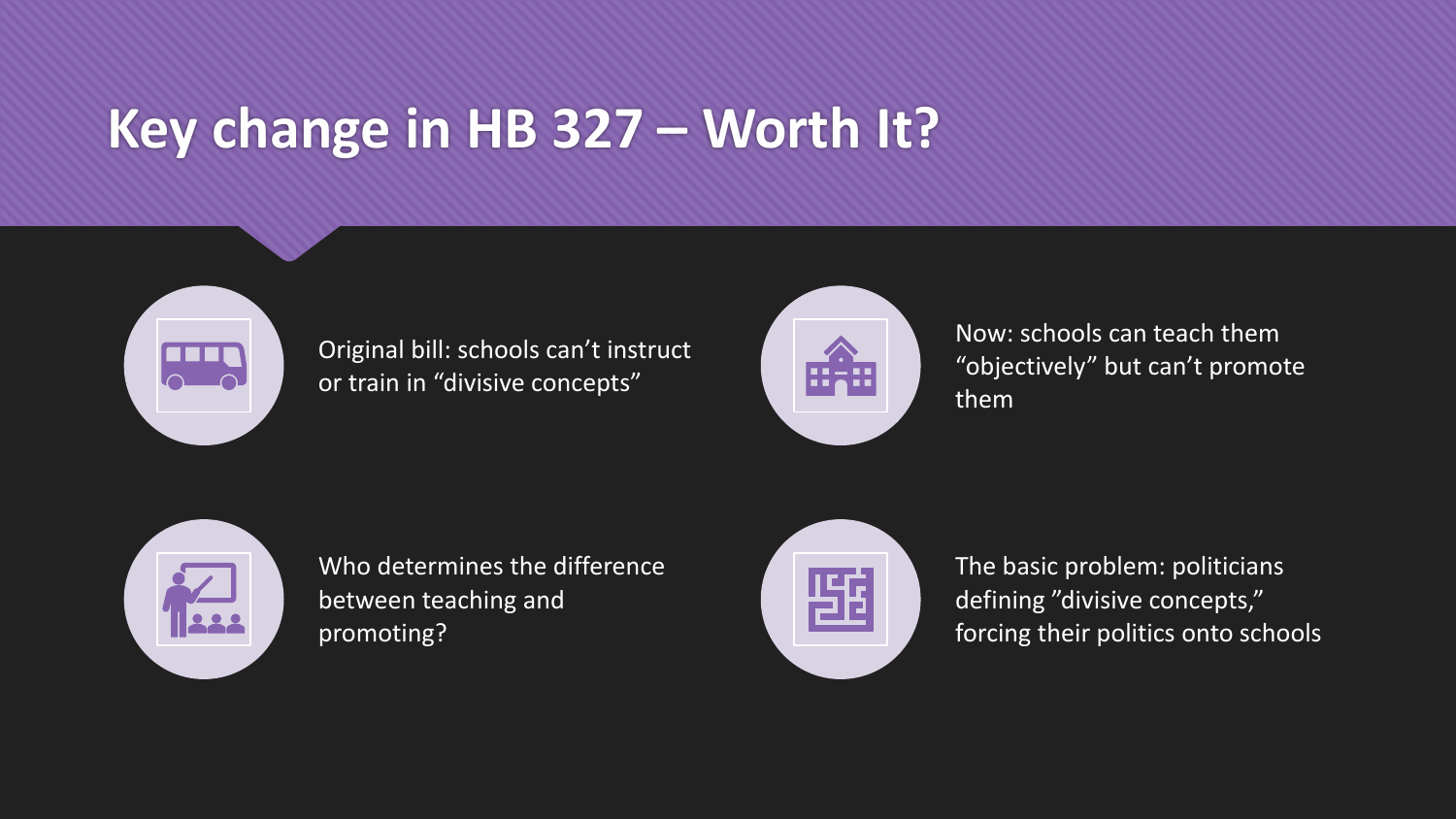# Key change in HB 327 – Worth It?

- Original bill: schools can't instruct or train in "divisive concepts"
- Now: schools can teach them "objectively" but can't promote them
- Who determines the difference between teaching and promoting?
- The basic problem: politicians defining "divisive concepts," forcing their politics onto schools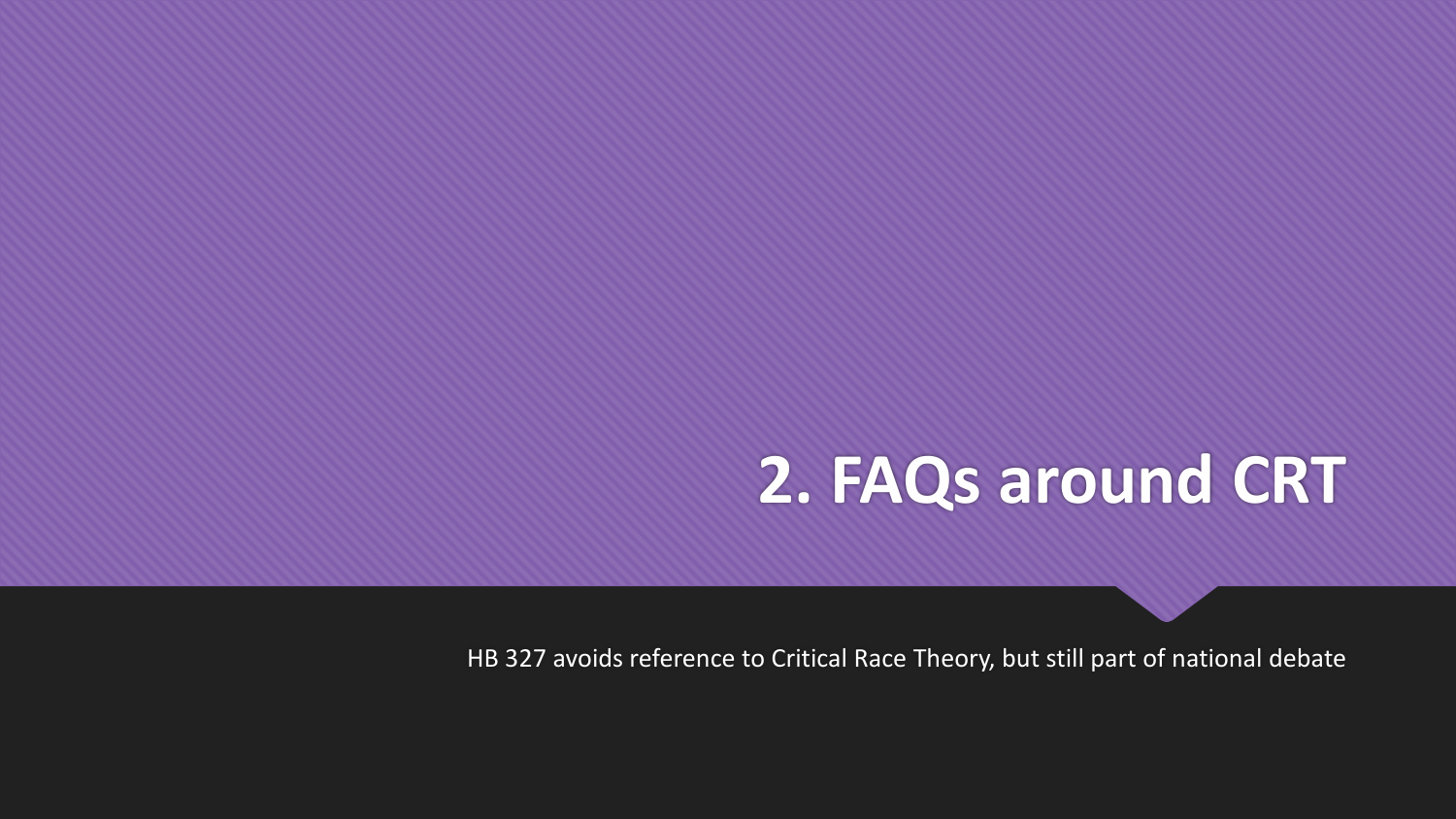# 2. FAQs around CRT

HB 327 avoids reference to Critical Race Theory, but still part of national debate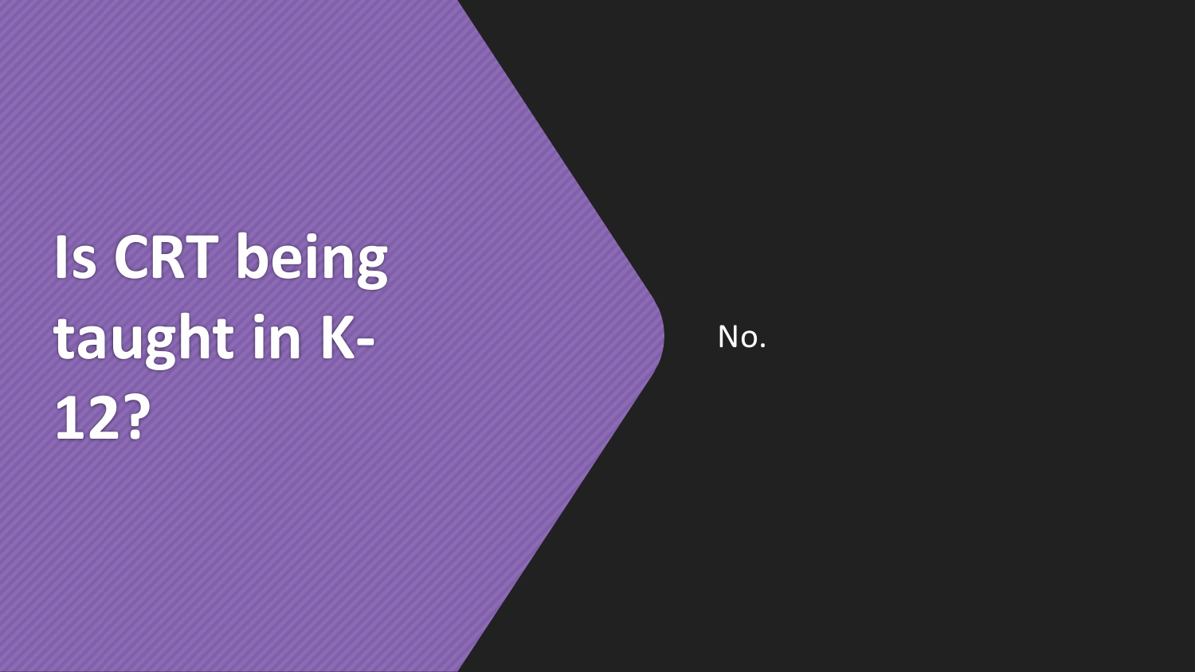# Is CRT being taught in K-12?

No.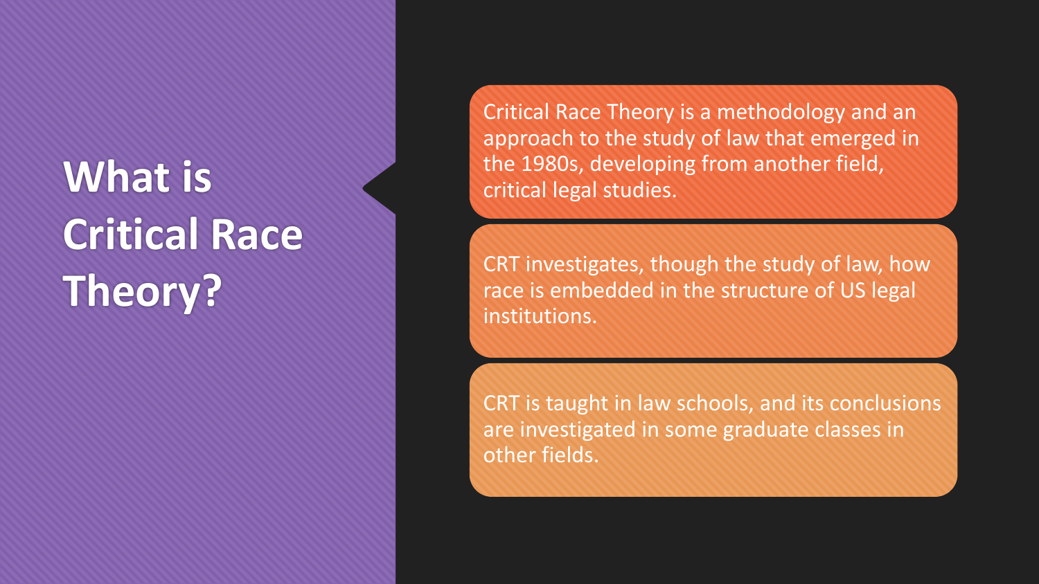# What is Critical Race Theory?

Critical Race Theory is a methodology and an approach to the study of law that emerged in the 1980s, developing from another field, critical legal studies.

CRT investigates, though the study of law, how race is embedded in the structure of US legal institutions.

CRT is taught in law schools, and its conclusions are investigated in some graduate classes in other fields.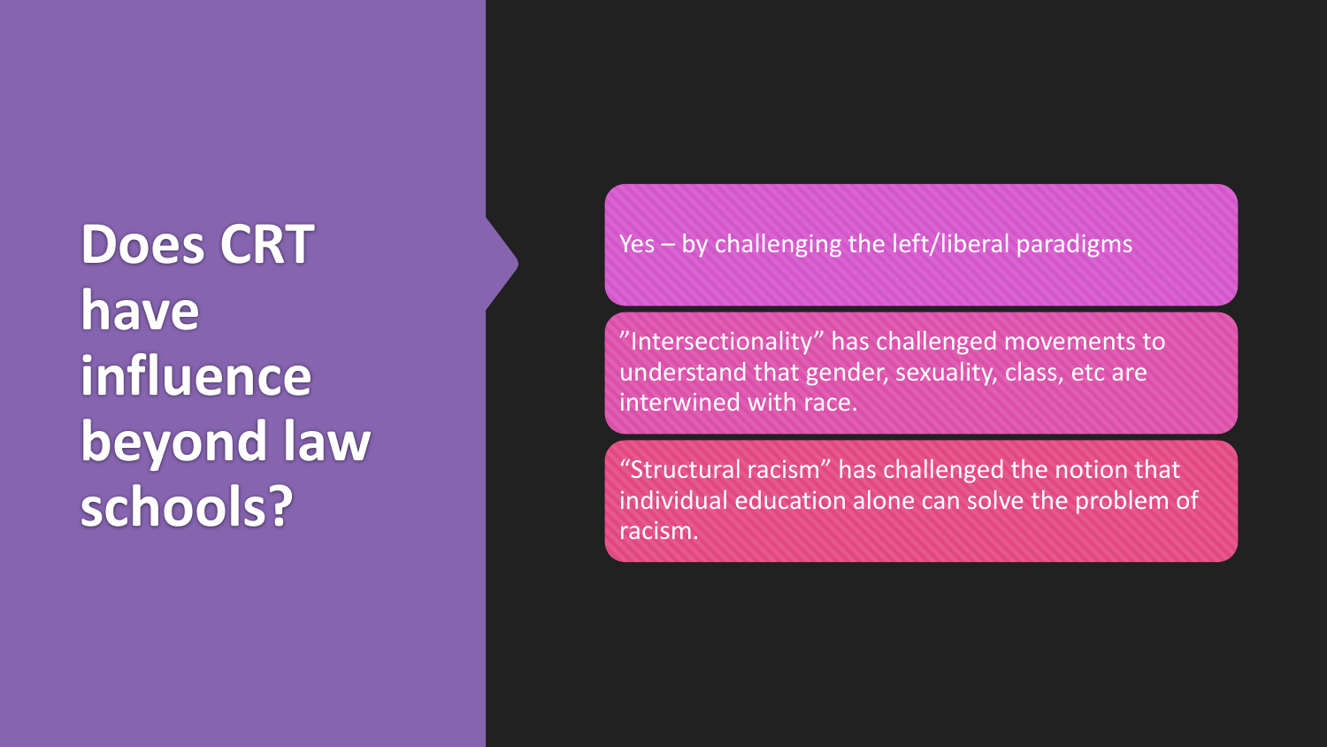# Does CRT have influence beyond law schools?

- Yes – by challenging the left/liberal paradigms
- ”Intersectionality” has challenged movements to understand that gender, sexuality, class, etc are interwined with race.
- “Structural racism” has challenged the notion that individual education alone can solve the problem of racism.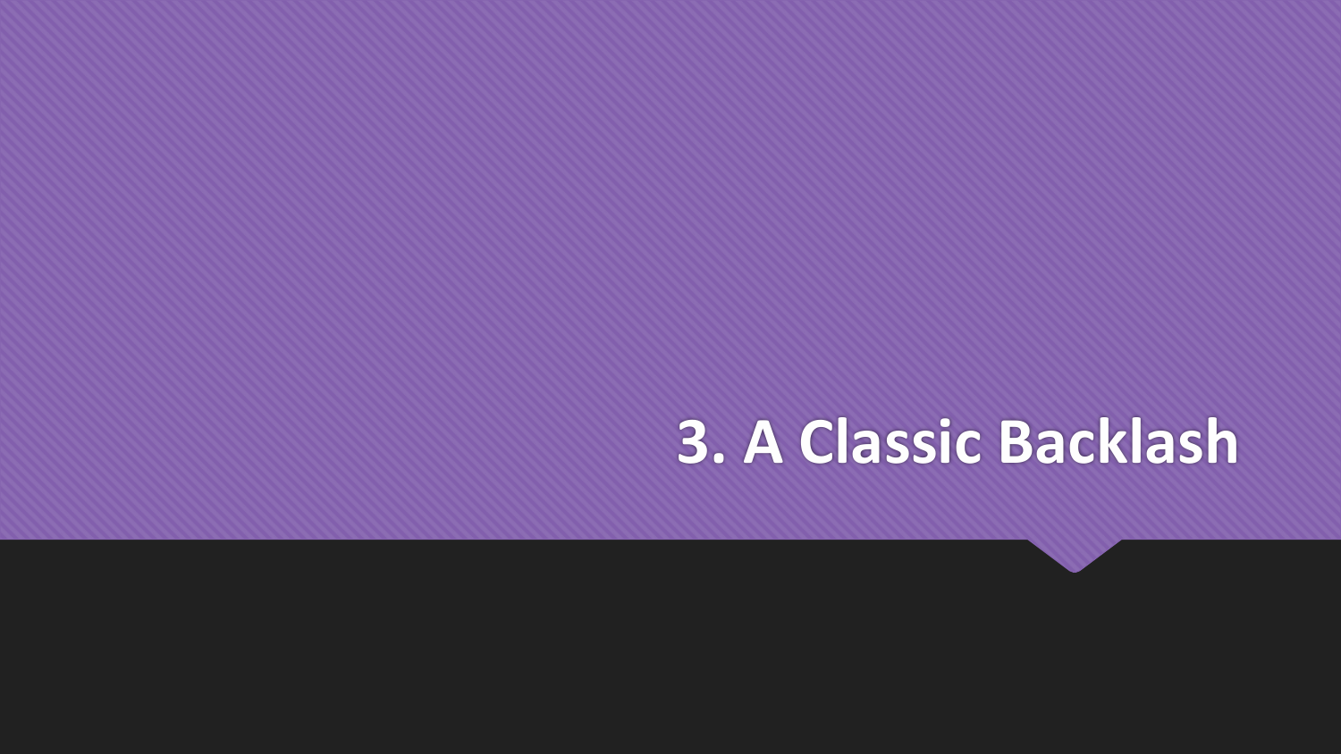# 3. A Classic Backlash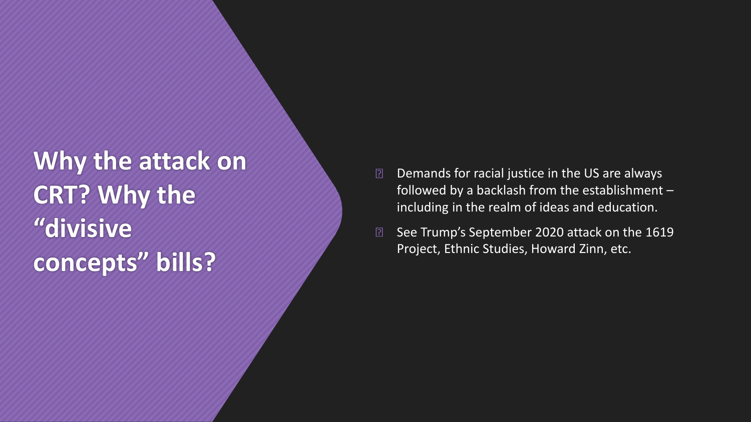# Why the attack on CRT? Why the "divisive concepts" bills?

- Demands for racial justice in the US are always followed by a backlash from the establishment – including in the realm of ideas and education.
- See Trump's September 2020 attack on the 1619 Project, Ethnic Studies, Howard Zinn, etc.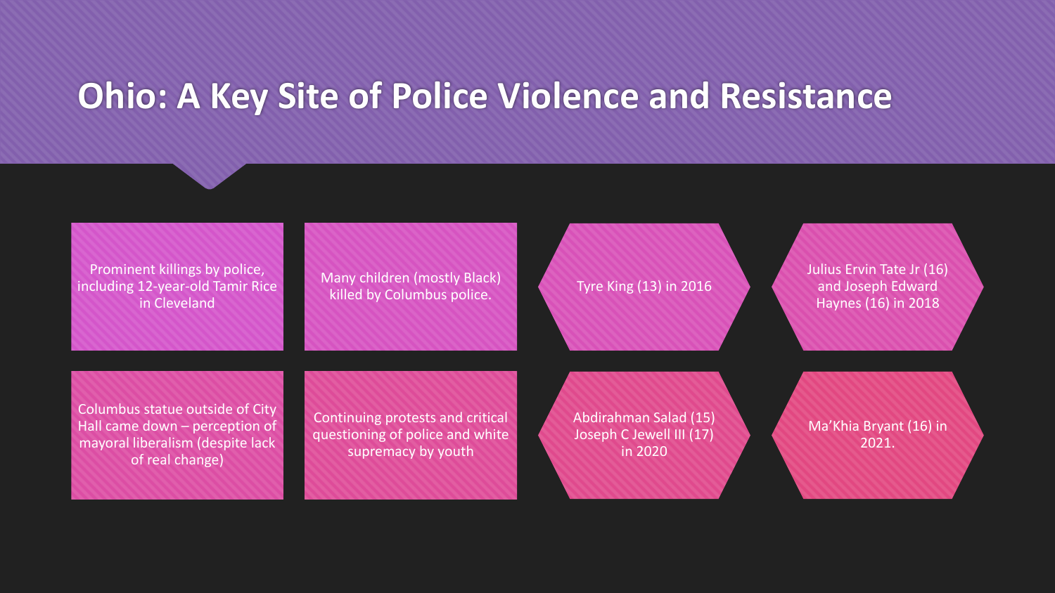# Ohio: A Key Site of Police Violence and Resistance

- Prominent killings by police, including 12-year-old Tamir Rice in Cleveland
- Many children (mostly Black) killed by Columbus police.
- Tyre King (13) in 2016
- Julius Ervin Tate Jr (16) and Joseph Edward Haynes (16) in 2018
- Columbus statue outside of City Hall came down – perception of mayoral liberalism (despite lack of real change)
- Continuing protests and critical questioning of police and white supremacy by youth
- Abdirahman Salad (15) Joseph C Jewell III (17) in 2020
- Ma'Khia Bryant (16) in 2021.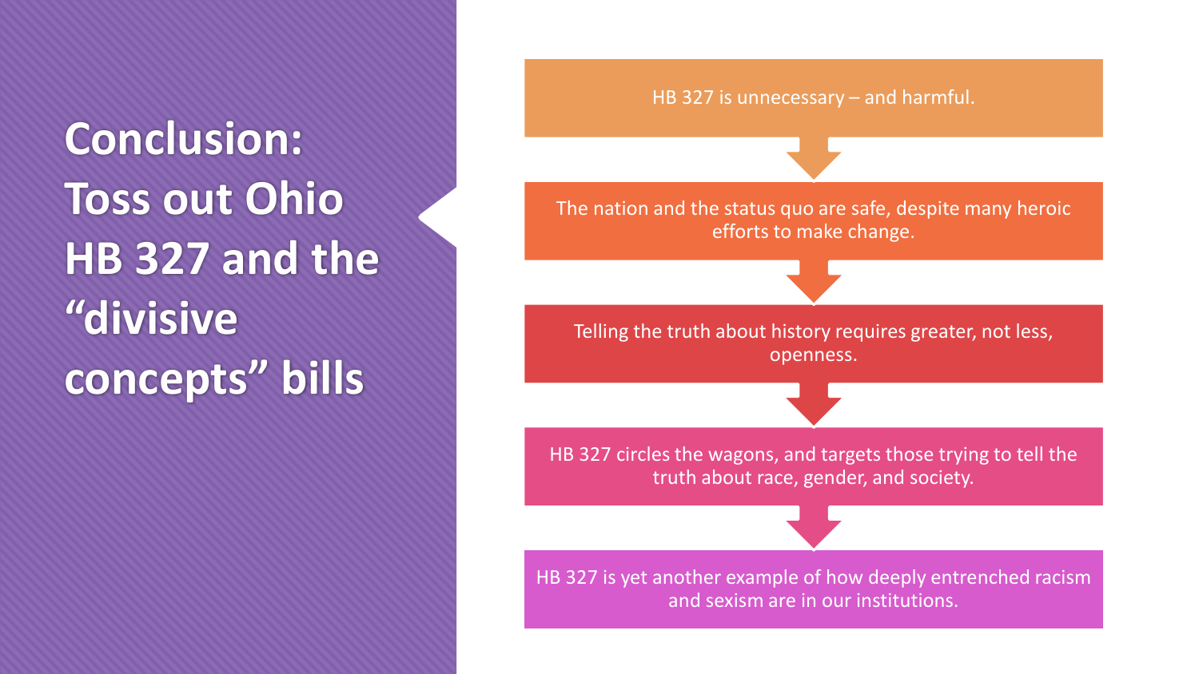# Conclusion: Toss out Ohio HB 327 and the "divisive concepts" bills

- HB 327 is unnecessary – and harmful.
- The nation and the status quo are safe, despite many heroic efforts to make change.
- Telling the truth about history requires greater, not less, openness.
- HB 327 circles the wagons, and targets those trying to tell the truth about race, gender, and society.
- HB 327 is yet another example of how deeply entrenched racism and sexism are in our institutions.